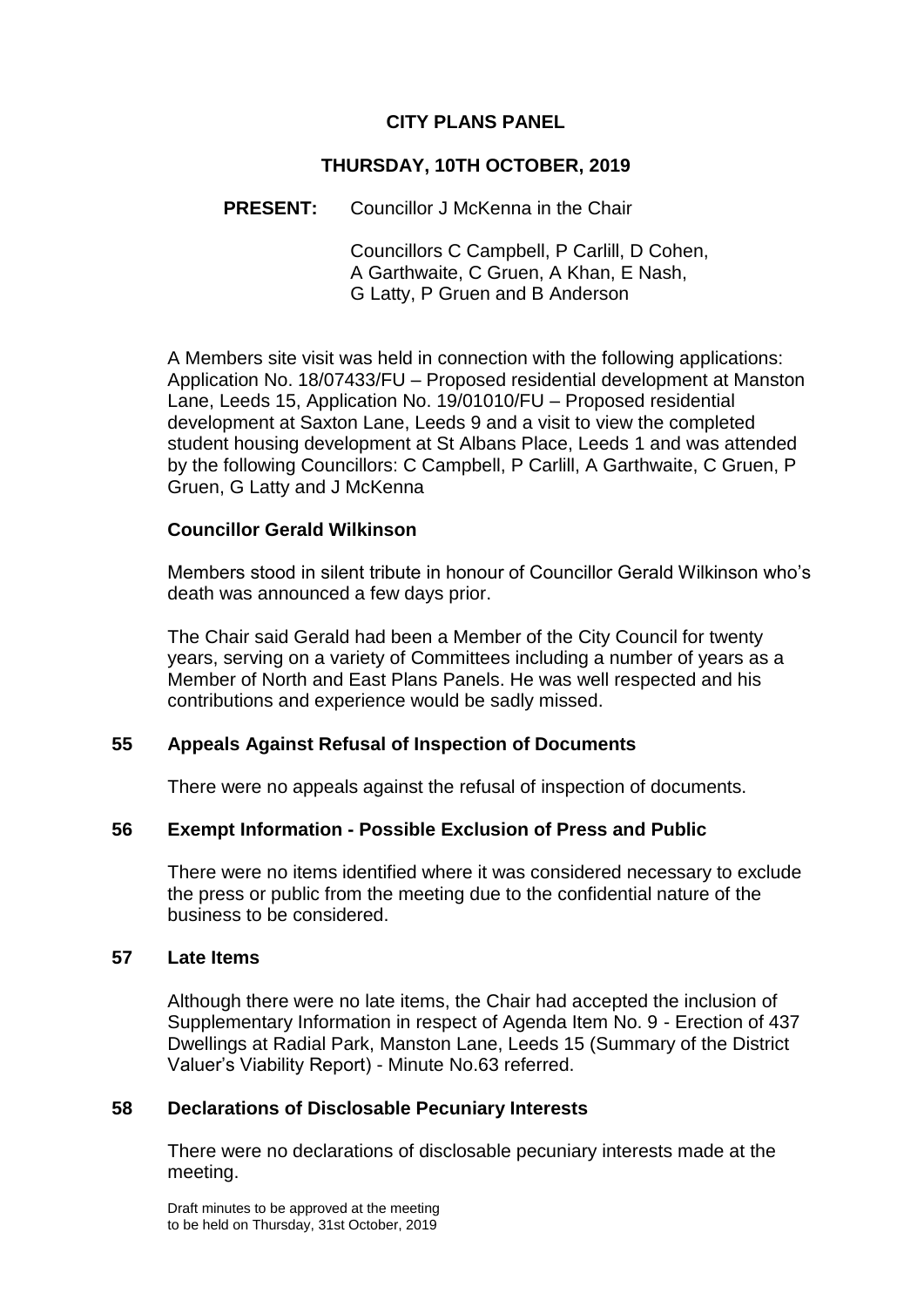# CITY PLANS PANEL

## THURSDAY, 10TH OCTOBER, 2019

**PRESENT:** Councillor J McKenna in the Chair

Councillors C Campbell, P Carlill, D Cohen, A Garthwaite, C Gruen, A Khan, E Nash, G Latty, P Gruen and B Anderson

A Members site visit was held in connection with the following applications: Application No. 18/07433/FU – Proposed residential development at Manston Lane, Leeds 15, Application No. 19/01010/FU – Proposed residential development at Saxton Lane, Leeds 9 and a visit to view the completed student housing development at St Albans Place, Leeds 1 and was attended by the following Councillors: C Campbell, P Carlill, A Garthwaite, C Gruen, P Gruen, G Latty and J McKenna

### Councillor Gerald Wilkinson

Members stood in silent tribute in honour of Councillor Gerald Wilkinson who's death was announced a few days prior.

The Chair said Gerald had been a Member of the City Council for twenty years, serving on a variety of Committees including a number of years as a Member of North and East Plans Panels. He was well respected and his contributions and experience would be sadly missed.

### 55 Appeals Against Refusal of Inspection of Documents

There were no appeals against the refusal of inspection of documents.

### 56 Exempt Information - Possible Exclusion of Press and Public

There were no items identified where it was considered necessary to exclude the press or public from the meeting due to the confidential nature of the business to be considered.

### 57 Late Items

Although there were no late items, the Chair had accepted the inclusion of Supplementary Information in respect of Agenda Item No. 9 - Erection of 437 Dwellings at Radial Park, Manston Lane, Leeds 15 (Summary of the District Valuer's Viability Report) - Minute No.63 referred.

### 58 Declarations of Disclosable Pecuniary Interests

There were no declarations of disclosable pecuniary interests made at the meeting.

Draft minutes to be approved at the meeting to be held on Thursday, 31st October, 2019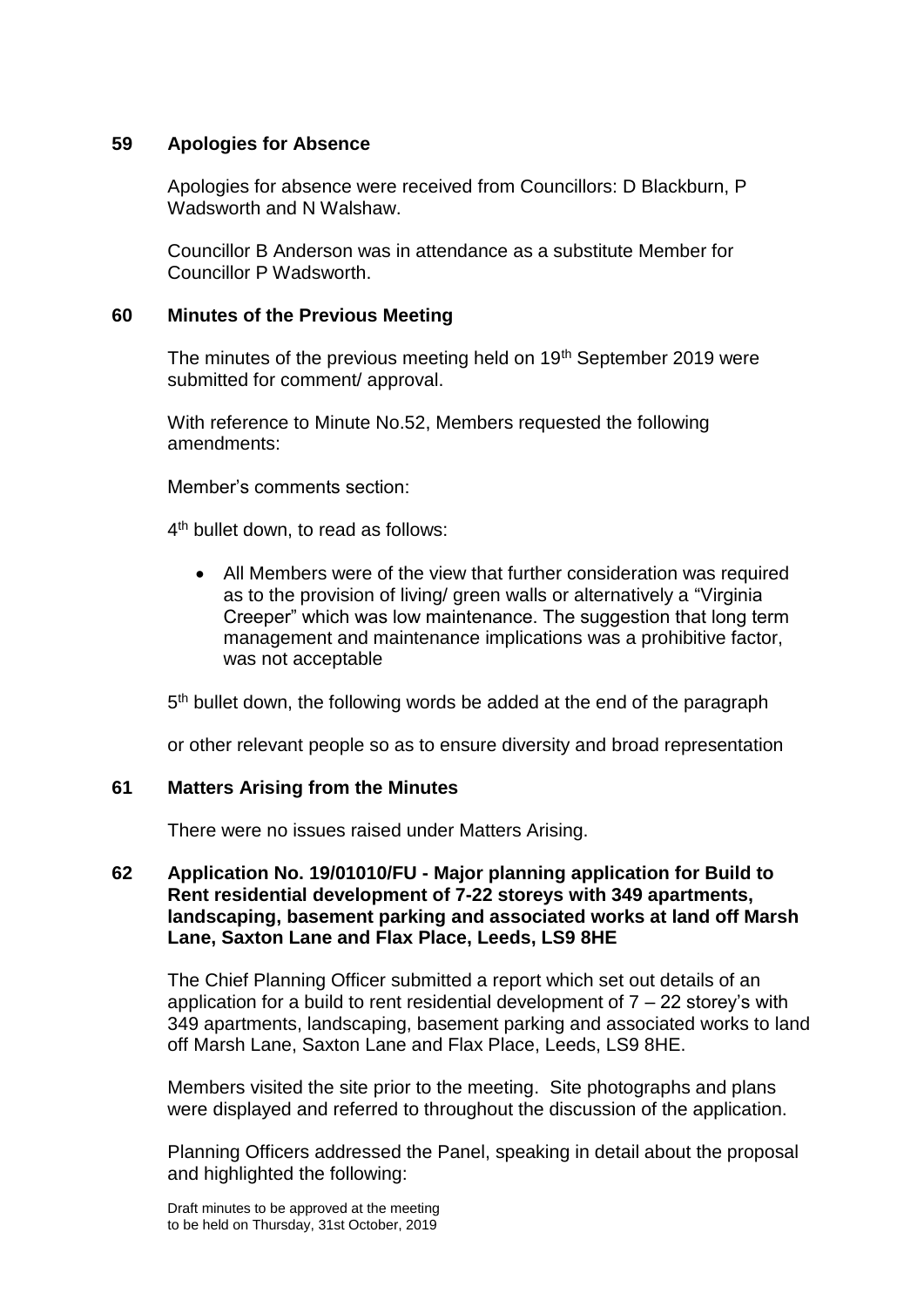## 59 Apologies for Absence

Apologies for absence were received from Councillors: D Blackburn, P Wadsworth and N Walshaw.

Councillor B Anderson was in attendance as a substitute Member for Councillor P Wadsworth.

## 60 Minutes of the Previous Meeting

The minutes of the previous meeting held on 19th September 2019 were submitted for comment/ approval.

With reference to Minute No.52, Members requested the following amendments:

Member's comments section:

4th bullet down, to read as follows:

- All Members were of the view that further consideration was required as to the provision of living/ green walls or alternatively a "Virginia Creeper" which was low maintenance. The suggestion that long term management and maintenance implications was a prohibitive factor, was not acceptable

5th bullet down, the following words be added at the end of the paragraph

or other relevant people so as to ensure diversity and broad representation

## 61 Matters Arising from the Minutes

There were no issues raised under Matters Arising.

## 62 Application No. 19/01010/FU - Major planning application for Build to Rent residential development of 7-22 storeys with 349 apartments, landscaping, basement parking and associated works at land off Marsh Lane, Saxton Lane and Flax Place, Leeds, LS9 8HE

The Chief Planning Officer submitted a report which set out details of an application for a build to rent residential development of 7 – 22 storey's with 349 apartments, landscaping, basement parking and associated works to land off Marsh Lane, Saxton Lane and Flax Place, Leeds, LS9 8HE.

Members visited the site prior to the meeting. Site photographs and plans were displayed and referred to throughout the discussion of the application.

Planning Officers addressed the Panel, speaking in detail about the proposal and highlighted the following:

Draft minutes to be approved at the meeting to be held on Thursday, 31st October, 2019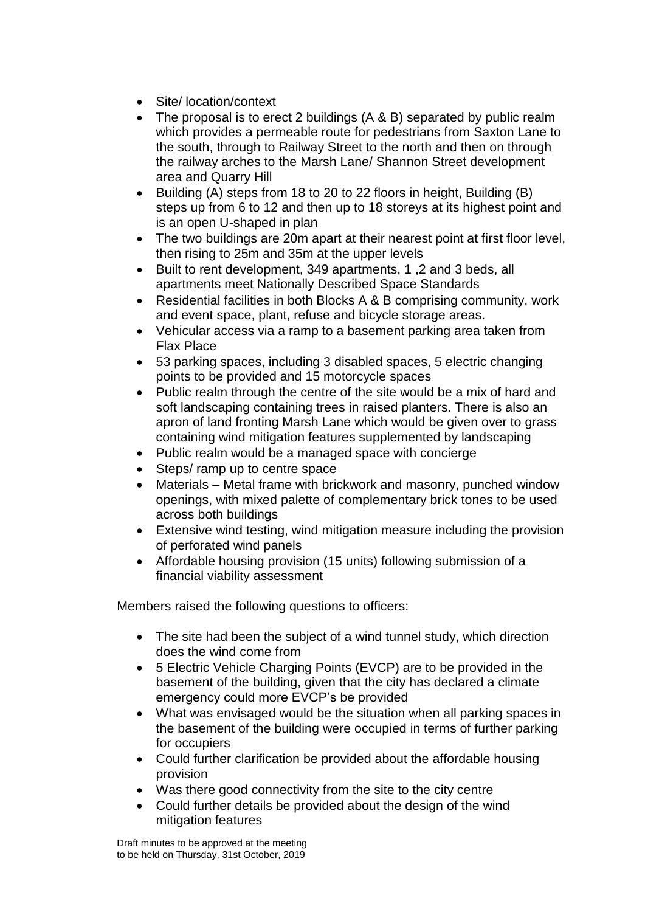- Site/ location/context
- The proposal is to erect 2 buildings (A & B) separated by public realm which provides a permeable route for pedestrians from Saxton Lane to the south, through to Railway Street to the north and then on through the railway arches to the Marsh Lane/ Shannon Street development area and Quarry Hill
- Building (A) steps from 18 to 20 to 22 floors in height, Building (B) steps up from 6 to 12 and then up to 18 storeys at its highest point and is an open U-shaped in plan
- The two buildings are 20m apart at their nearest point at first floor level, then rising to 25m and 35m at the upper levels
- Built to rent development, 349 apartments, 1 ,2 and 3 beds, all apartments meet Nationally Described Space Standards
- Residential facilities in both Blocks A & B comprising community, work and event space, plant, refuse and bicycle storage areas.
- Vehicular access via a ramp to a basement parking area taken from Flax Place
- 53 parking spaces, including 3 disabled spaces, 5 electric changing points to be provided and 15 motorcycle spaces
- Public realm through the centre of the site would be a mix of hard and soft landscaping containing trees in raised planters. There is also an apron of land fronting Marsh Lane which would be given over to grass containing wind mitigation features supplemented by landscaping
- Public realm would be a managed space with concierge
- Steps/ ramp up to centre space
- Materials – Metal frame with brickwork and masonry, punched window openings, with mixed palette of complementary brick tones to be used across both buildings
- Extensive wind testing, wind mitigation measure including the provision of perforated wind panels
- Affordable housing provision (15 units) following submission of a financial viability assessment

Members raised the following questions to officers:

- The site had been the subject of a wind tunnel study, which direction does the wind come from
- 5 Electric Vehicle Charging Points (EVCP) are to be provided in the basement of the building, given that the city has declared a climate emergency could more EVCP's be provided
- What was envisaged would be the situation when all parking spaces in the basement of the building were occupied in terms of further parking for occupiers
- Could further clarification be provided about the affordable housing provision
- Was there good connectivity from the site to the city centre
- Could further details be provided about the design of the wind mitigation features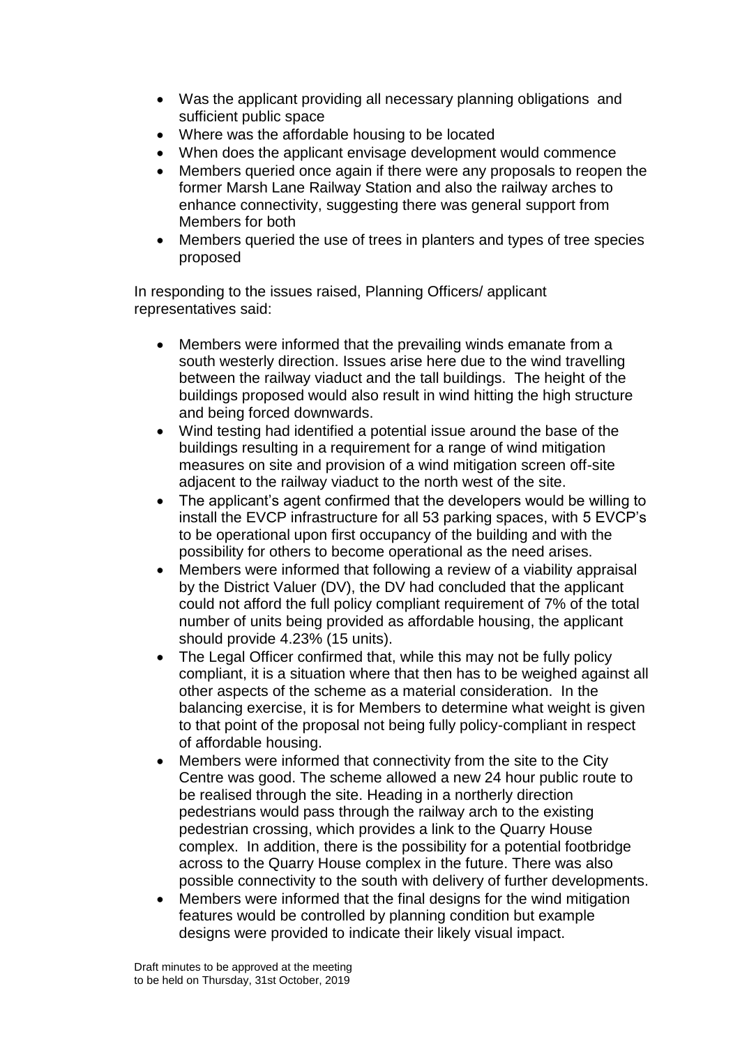- Was the applicant providing all necessary planning obligations and sufficient public space
- Where was the affordable housing to be located
- When does the applicant envisage development would commence
- Members queried once again if there were any proposals to reopen the former Marsh Lane Railway Station and also the railway arches to enhance connectivity, suggesting there was general support from Members for both
- Members queried the use of trees in planters and types of tree species proposed

In responding to the issues raised, Planning Officers/ applicant representatives said:

- Members were informed that the prevailing winds emanate from a south westerly direction. Issues arise here due to the wind travelling between the railway viaduct and the tall buildings. The height of the buildings proposed would also result in wind hitting the high structure and being forced downwards.
- Wind testing had identified a potential issue around the base of the buildings resulting in a requirement for a range of wind mitigation measures on site and provision of a wind mitigation screen off-site adjacent to the railway viaduct to the north west of the site.
- The applicant's agent confirmed that the developers would be willing to install the EVCP infrastructure for all 53 parking spaces, with 5 EVCP's to be operational upon first occupancy of the building and with the possibility for others to become operational as the need arises.
- Members were informed that following a review of a viability appraisal by the District Valuer (DV), the DV had concluded that the applicant could not afford the full policy compliant requirement of 7% of the total number of units being provided as affordable housing, the applicant should provide 4.23% (15 units).
- The Legal Officer confirmed that, while this may not be fully policy compliant, it is a situation where that then has to be weighed against all other aspects of the scheme as a material consideration. In the balancing exercise, it is for Members to determine what weight is given to that point of the proposal not being fully policy-compliant in respect of affordable housing.
- Members were informed that connectivity from the site to the City Centre was good. The scheme allowed a new 24 hour public route to be realised through the site. Heading in a northerly direction pedestrians would pass through the railway arch to the existing pedestrian crossing, which provides a link to the Quarry House complex. In addition, there is the possibility for a potential footbridge across to the Quarry House complex in the future. There was also possible connectivity to the south with delivery of further developments.
- Members were informed that the final designs for the wind mitigation features would be controlled by planning condition but example designs were provided to indicate their likely visual impact.

Draft minutes to be approved at the meeting to be held on Thursday, 31st October, 2019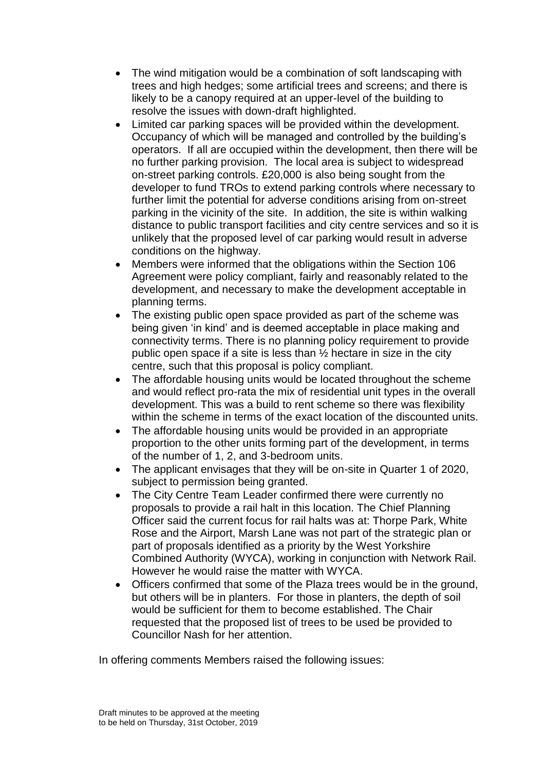- The wind mitigation would be a combination of soft landscaping with trees and high hedges; some artificial trees and screens; and there is likely to be a canopy required at an upper-level of the building to resolve the issues with down-draft highlighted.
- Limited car parking spaces will be provided within the development. Occupancy of which will be managed and controlled by the building's operators. If all are occupied within the development, then there will be no further parking provision. The local area is subject to widespread on-street parking controls. £20,000 is also being sought from the developer to fund TROs to extend parking controls where necessary to further limit the potential for adverse conditions arising from on-street parking in the vicinity of the site. In addition, the site is within walking distance to public transport facilities and city centre services and so it is unlikely that the proposed level of car parking would result in adverse conditions on the highway.
- Members were informed that the obligations within the Section 106 Agreement were policy compliant, fairly and reasonably related to the development, and necessary to make the development acceptable in planning terms.
- The existing public open space provided as part of the scheme was being given 'in kind' and is deemed acceptable in place making and connectivity terms. There is no planning policy requirement to provide public open space if a site is less than ½ hectare in size in the city centre, such that this proposal is policy compliant.
- The affordable housing units would be located throughout the scheme and would reflect pro-rata the mix of residential unit types in the overall development. This was a build to rent scheme so there was flexibility within the scheme in terms of the exact location of the discounted units.
- The affordable housing units would be provided in an appropriate proportion to the other units forming part of the development, in terms of the number of 1, 2, and 3-bedroom units.
- The applicant envisages that they will be on-site in Quarter 1 of 2020, subject to permission being granted.
- The City Centre Team Leader confirmed there were currently no proposals to provide a rail halt in this location. The Chief Planning Officer said the current focus for rail halts was at: Thorpe Park, White Rose and the Airport, Marsh Lane was not part of the strategic plan or part of proposals identified as a priority by the West Yorkshire Combined Authority (WYCA), working in conjunction with Network Rail. However he would raise the matter with WYCA.
- Officers confirmed that some of the Plaza trees would be in the ground, but others will be in planters. For those in planters, the depth of soil would be sufficient for them to become established. The Chair requested that the proposed list of trees to be used be provided to Councillor Nash for her attention.

In offering comments Members raised the following issues: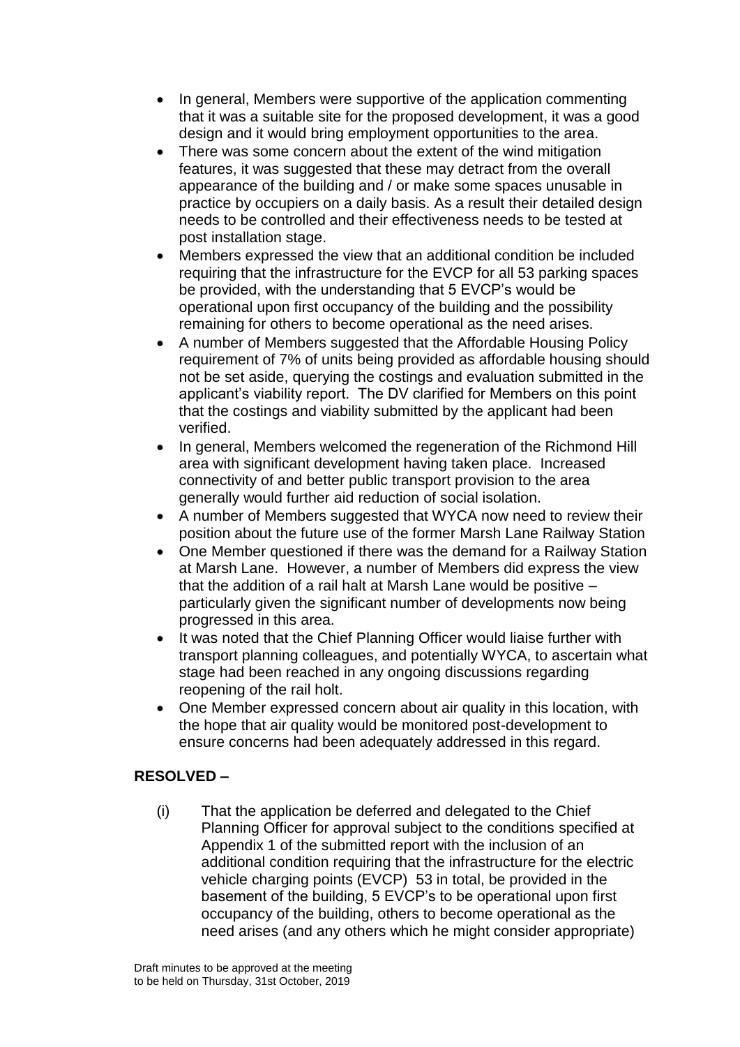- In general, Members were supportive of the application commenting that it was a suitable site for the proposed development, it was a good design and it would bring employment opportunities to the area.
- There was some concern about the extent of the wind mitigation features, it was suggested that these may detract from the overall appearance of the building and / or make some spaces unusable in practice by occupiers on a daily basis. As a result their detailed design needs to be controlled and their effectiveness needs to be tested at post installation stage.
- Members expressed the view that an additional condition be included requiring that the infrastructure for the EVCP for all 53 parking spaces be provided, with the understanding that 5 EVCP's would be operational upon first occupancy of the building and the possibility remaining for others to become operational as the need arises.
- A number of Members suggested that the Affordable Housing Policy requirement of 7% of units being provided as affordable housing should not be set aside, querying the costings and evaluation submitted in the applicant's viability report. The DV clarified for Members on this point that the costings and viability submitted by the applicant had been verified.
- In general, Members welcomed the regeneration of the Richmond Hill area with significant development having taken place. Increased connectivity of and better public transport provision to the area generally would further aid reduction of social isolation.
- A number of Members suggested that WYCA now need to review their position about the future use of the former Marsh Lane Railway Station
- One Member questioned if there was the demand for a Railway Station at Marsh Lane. However, a number of Members did express the view that the addition of a rail halt at Marsh Lane would be positive – particularly given the significant number of developments now being progressed in this area.
- It was noted that the Chief Planning Officer would liaise further with transport planning colleagues, and potentially WYCA, to ascertain what stage had been reached in any ongoing discussions regarding reopening of the rail holt.
- One Member expressed concern about air quality in this location, with the hope that air quality would be monitored post-development to ensure concerns had been adequately addressed in this regard.

**RESOLVED –**

(i) That the application be deferred and delegated to the Chief Planning Officer for approval subject to the conditions specified at Appendix 1 of the submitted report with the inclusion of an additional condition requiring that the infrastructure for the electric vehicle charging points (EVCP) 53 in total, be provided in the basement of the building, 5 EVCP's to be operational upon first occupancy of the building, others to become operational as the need arises (and any others which he might consider appropriate)

Draft minutes to be approved at the meeting to be held on Thursday, 31st October, 2019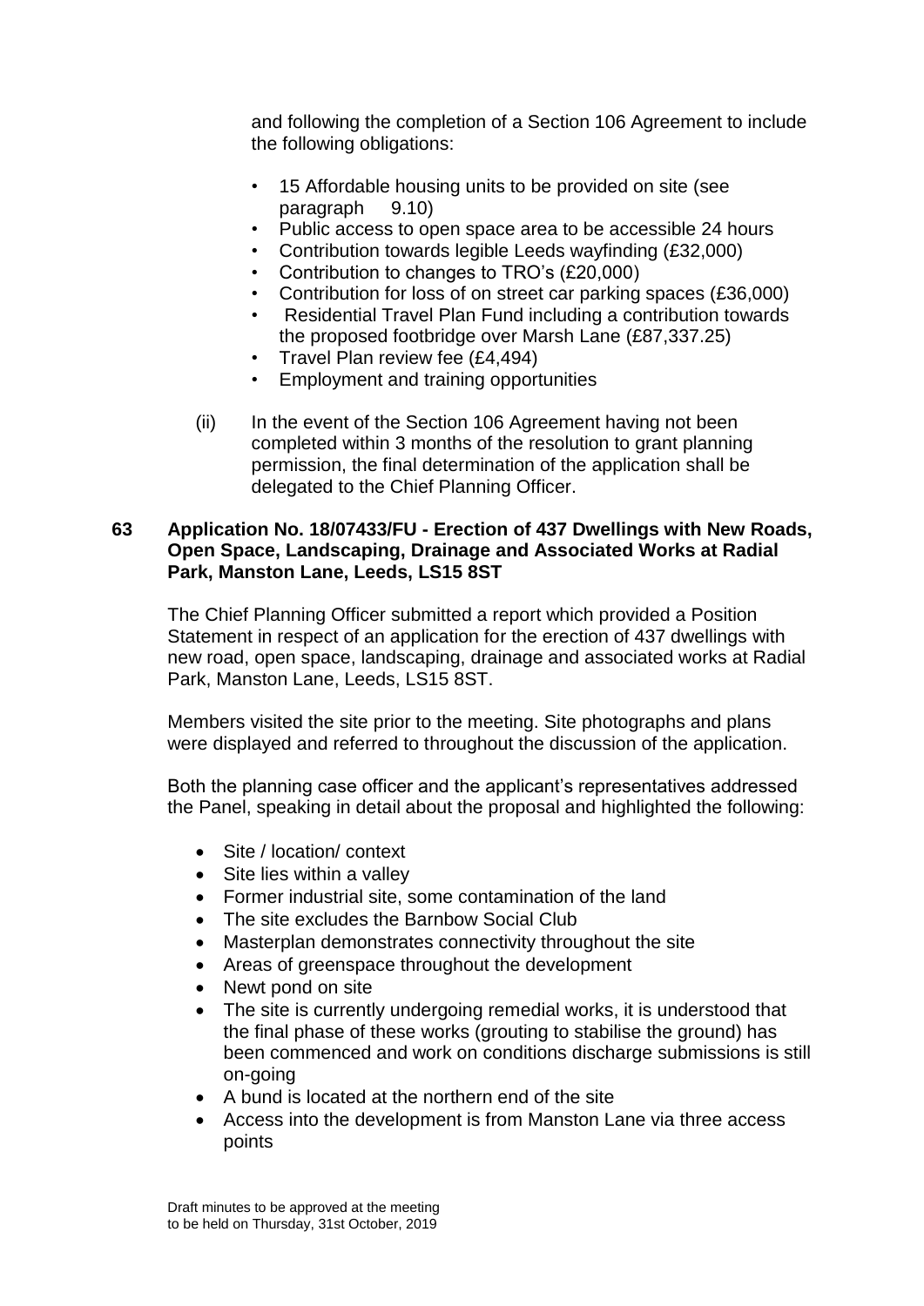and following the completion of a Section 106 Agreement to include the following obligations:

- 15 Affordable housing units to be provided on site (see paragraph 9.10)
- Public access to open space area to be accessible 24 hours
- Contribution towards legible Leeds wayfinding (£32,000)
- Contribution to changes to TRO's (£20,000)
- Contribution for loss of on street car parking spaces (£36,000)
- Residential Travel Plan Fund including a contribution towards the proposed footbridge over Marsh Lane (£87,337.25)
- Travel Plan review fee (£4,494)
- Employment and training opportunities

(ii) In the event of the Section 106 Agreement having not been completed within 3 months of the resolution to grant planning permission, the final determination of the application shall be delegated to the Chief Planning Officer.

**63 Application No. 18/07433/FU - Erection of 437 Dwellings with New Roads, Open Space, Landscaping, Drainage and Associated Works at Radial Park, Manston Lane, Leeds, LS15 8ST**

The Chief Planning Officer submitted a report which provided a Position Statement in respect of an application for the erection of 437 dwellings with new road, open space, landscaping, drainage and associated works at Radial Park, Manston Lane, Leeds, LS15 8ST.

Members visited the site prior to the meeting. Site photographs and plans were displayed and referred to throughout the discussion of the application.

Both the planning case officer and the applicant's representatives addressed the Panel, speaking in detail about the proposal and highlighted the following:

- Site / location/ context
- Site lies within a valley
- Former industrial site, some contamination of the land
- The site excludes the Barnbow Social Club
- Masterplan demonstrates connectivity throughout the site
- Areas of greenspace throughout the development
- Newt pond on site
- The site is currently undergoing remedial works, it is understood that the final phase of these works (grouting to stabilise the ground) has been commenced and work on conditions discharge submissions is still on-going
- A bund is located at the northern end of the site
- Access into the development is from Manston Lane via three access points

Draft minutes to be approved at the meeting to be held on Thursday, 31st October, 2019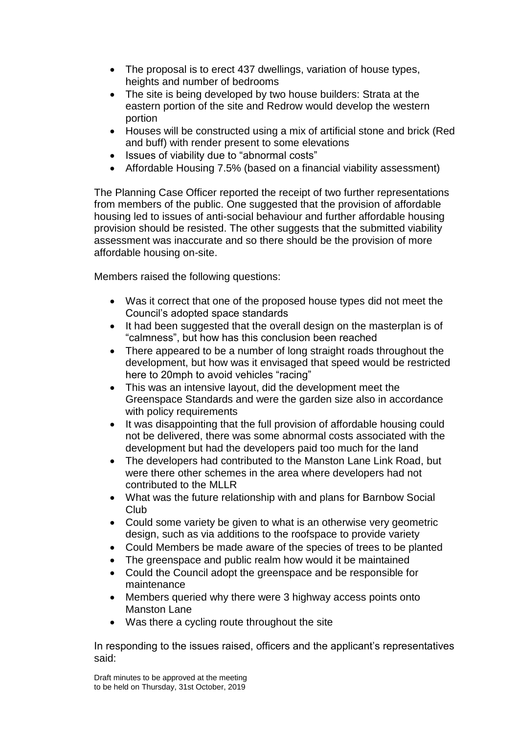- The proposal is to erect 437 dwellings, variation of house types, heights and number of bedrooms
- The site is being developed by two house builders: Strata at the eastern portion of the site and Redrow would develop the western portion
- Houses will be constructed using a mix of artificial stone and brick (Red and buff) with render present to some elevations
- Issues of viability due to "abnormal costs"
- Affordable Housing 7.5% (based on a financial viability assessment)

The Planning Case Officer reported the receipt of two further representations from members of the public. One suggested that the provision of affordable housing led to issues of anti-social behaviour and further affordable housing provision should be resisted. The other suggests that the submitted viability assessment was inaccurate and so there should be the provision of more affordable housing on-site.

Members raised the following questions:

- Was it correct that one of the proposed house types did not meet the Council's adopted space standards
- It had been suggested that the overall design on the masterplan is of "calmness", but how has this conclusion been reached
- There appeared to be a number of long straight roads throughout the development, but how was it envisaged that speed would be restricted here to 20mph to avoid vehicles "racing"
- This was an intensive layout, did the development meet the Greenspace Standards and were the garden size also in accordance with policy requirements
- It was disappointing that the full provision of affordable housing could not be delivered, there was some abnormal costs associated with the development but had the developers paid too much for the land
- The developers had contributed to the Manston Lane Link Road, but were there other schemes in the area where developers had not contributed to the MLLR
- What was the future relationship with and plans for Barnbow Social Club
- Could some variety be given to what is an otherwise very geometric design, such as via additions to the roofspace to provide variety
- Could Members be made aware of the species of trees to be planted
- The greenspace and public realm how would it be maintained
- Could the Council adopt the greenspace and be responsible for maintenance
- Members queried why there were 3 highway access points onto Manston Lane
- Was there a cycling route throughout the site

In responding to the issues raised, officers and the applicant's representatives said: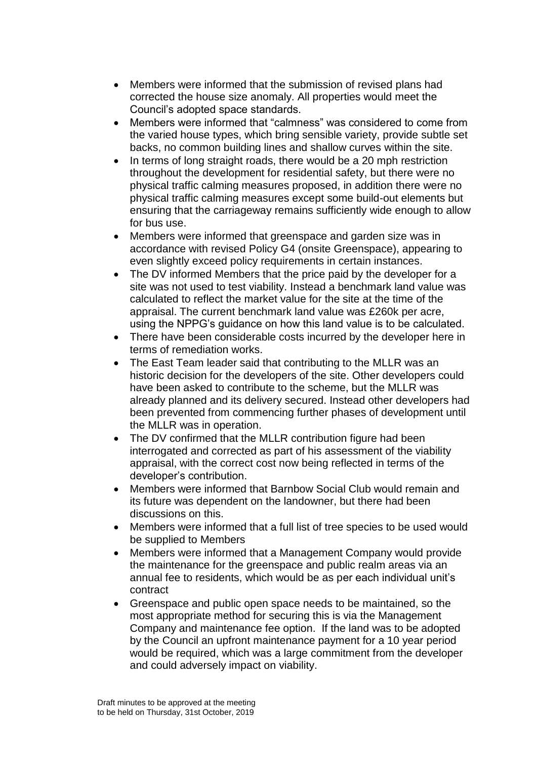- Members were informed that the submission of revised plans had corrected the house size anomaly. All properties would meet the Council's adopted space standards.
- Members were informed that "calmness" was considered to come from the varied house types, which bring sensible variety, provide subtle set backs, no common building lines and shallow curves within the site.
- In terms of long straight roads, there would be a 20 mph restriction throughout the development for residential safety, but there were no physical traffic calming measures proposed, in addition there were no physical traffic calming measures except some build-out elements but ensuring that the carriageway remains sufficiently wide enough to allow for bus use.
- Members were informed that greenspace and garden size was in accordance with revised Policy G4 (onsite Greenspace), appearing to even slightly exceed policy requirements in certain instances.
- The DV informed Members that the price paid by the developer for a site was not used to test viability. Instead a benchmark land value was calculated to reflect the market value for the site at the time of the appraisal. The current benchmark land value was £260k per acre, using the NPPG's guidance on how this land value is to be calculated.
- There have been considerable costs incurred by the developer here in terms of remediation works.
- The East Team leader said that contributing to the MLLR was an historic decision for the developers of the site. Other developers could have been asked to contribute to the scheme, but the MLLR was already planned and its delivery secured. Instead other developers had been prevented from commencing further phases of development until the MLLR was in operation.
- The DV confirmed that the MLLR contribution figure had been interrogated and corrected as part of his assessment of the viability appraisal, with the correct cost now being reflected in terms of the developer's contribution.
- Members were informed that Barnbow Social Club would remain and its future was dependent on the landowner, but there had been discussions on this.
- Members were informed that a full list of tree species to be used would be supplied to Members
- Members were informed that a Management Company would provide the maintenance for the greenspace and public realm areas via an annual fee to residents, which would be as per each individual unit's contract
- Greenspace and public open space needs to be maintained, so the most appropriate method for securing this is via the Management Company and maintenance fee option. If the land was to be adopted by the Council an upfront maintenance payment for a 10 year period would be required, which was a large commitment from the developer and could adversely impact on viability.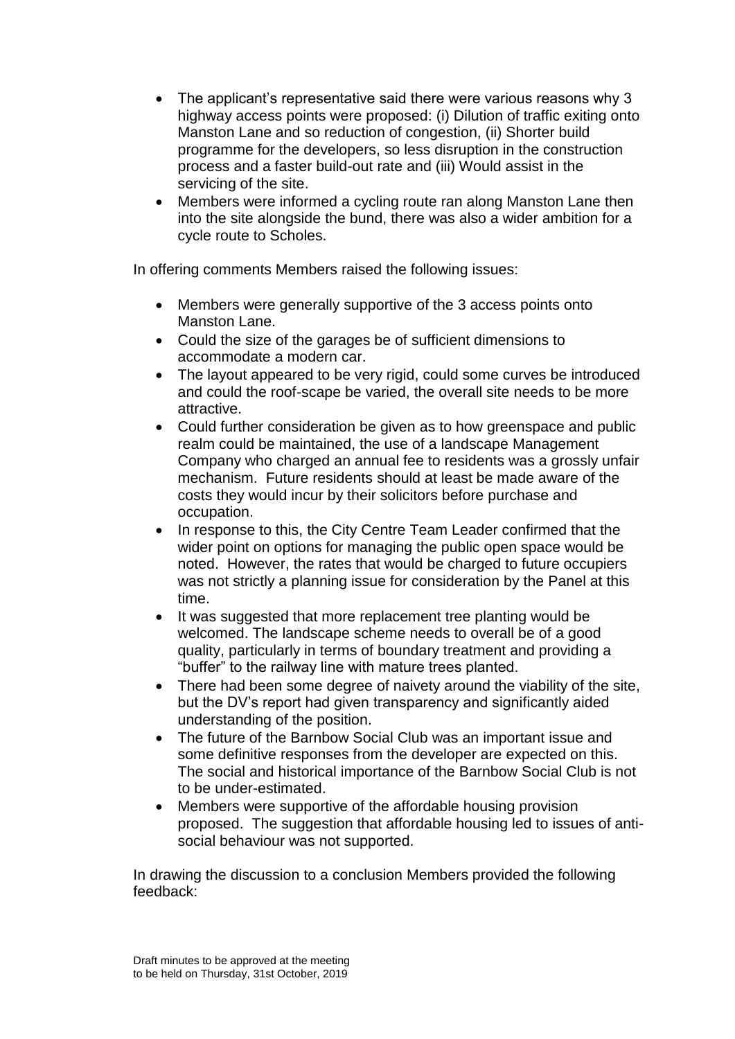- The applicant's representative said there were various reasons why 3 highway access points were proposed: (i) Dilution of traffic exiting onto Manston Lane and so reduction of congestion, (ii) Shorter build programme for the developers, so less disruption in the construction process and a faster build-out rate and (iii) Would assist in the servicing of the site.
- Members were informed a cycling route ran along Manston Lane then into the site alongside the bund, there was also a wider ambition for a cycle route to Scholes.

In offering comments Members raised the following issues:

- Members were generally supportive of the 3 access points onto Manston Lane.
- Could the size of the garages be of sufficient dimensions to accommodate a modern car.
- The layout appeared to be very rigid, could some curves be introduced and could the roof-scape be varied, the overall site needs to be more attractive.
- Could further consideration be given as to how greenspace and public realm could be maintained, the use of a landscape Management Company who charged an annual fee to residents was a grossly unfair mechanism. Future residents should at least be made aware of the costs they would incur by their solicitors before purchase and occupation.
- In response to this, the City Centre Team Leader confirmed that the wider point on options for managing the public open space would be noted. However, the rates that would be charged to future occupiers was not strictly a planning issue for consideration by the Panel at this time.
- It was suggested that more replacement tree planting would be welcomed. The landscape scheme needs to overall be of a good quality, particularly in terms of boundary treatment and providing a "buffer" to the railway line with mature trees planted.
- There had been some degree of naivety around the viability of the site, but the DV's report had given transparency and significantly aided understanding of the position.
- The future of the Barnbow Social Club was an important issue and some definitive responses from the developer are expected on this. The social and historical importance of the Barnbow Social Club is not to be under-estimated.
- Members were supportive of the affordable housing provision proposed. The suggestion that affordable housing led to issues of anti-social behaviour was not supported.

In drawing the discussion to a conclusion Members provided the following feedback:

Draft minutes to be approved at the meeting to be held on Thursday, 31st October, 2019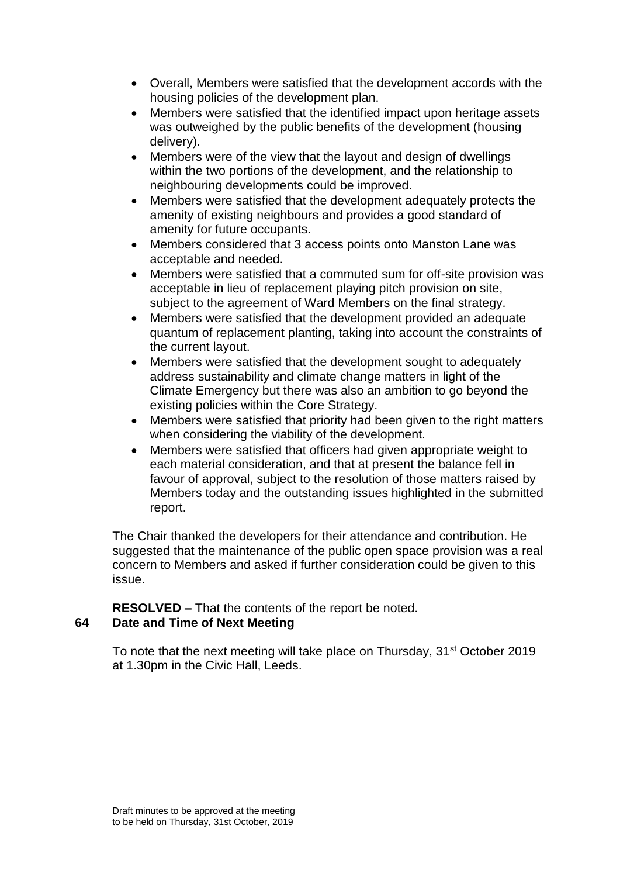- Overall, Members were satisfied that the development accords with the housing policies of the development plan.
- Members were satisfied that the identified impact upon heritage assets was outweighed by the public benefits of the development (housing delivery).
- Members were of the view that the layout and design of dwellings within the two portions of the development, and the relationship to neighbouring developments could be improved.
- Members were satisfied that the development adequately protects the amenity of existing neighbours and provides a good standard of amenity for future occupants.
- Members considered that 3 access points onto Manston Lane was acceptable and needed.
- Members were satisfied that a commuted sum for off-site provision was acceptable in lieu of replacement playing pitch provision on site, subject to the agreement of Ward Members on the final strategy.
- Members were satisfied that the development provided an adequate quantum of replacement planting, taking into account the constraints of the current layout.
- Members were satisfied that the development sought to adequately address sustainability and climate change matters in light of the Climate Emergency but there was also an ambition to go beyond the existing policies within the Core Strategy.
- Members were satisfied that priority had been given to the right matters when considering the viability of the development.
- Members were satisfied that officers had given appropriate weight to each material consideration, and that at present the balance fell in favour of approval, subject to the resolution of those matters raised by Members today and the outstanding issues highlighted in the submitted report.

The Chair thanked the developers for their attendance and contribution. He suggested that the maintenance of the public open space provision was a real concern to Members and asked if further consideration could be given to this issue.

**RESOLVED –** That the contents of the report be noted.

## 64 Date and Time of Next Meeting

To note that the next meeting will take place on Thursday, 31st October 2019 at 1.30pm in the Civic Hall, Leeds.